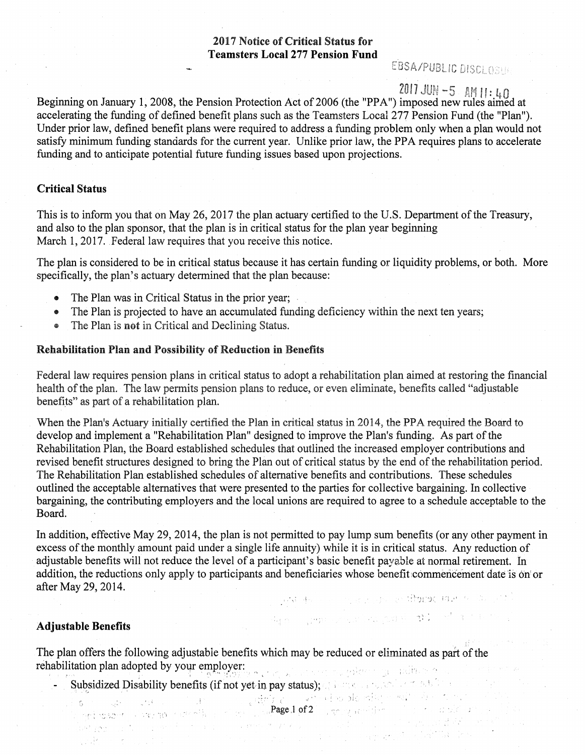# 2017 Notice of Critical Status for Teamsters Local 277 Pension Fund

EBSA/PUBLIC DISCLOSURE

2017 JUN -5 AM 11:40

Beginning on January 1, 2008, the Pension Protection Act of 2006 (the "PPA") imposed new rules aimed at accelerating the funding of defined benefit plans such as the Teamsters Local 277 Pension Fund (the "Plan"). Under prior law, defined benefit plans were required to address a funding problem only when a plan would not satisfy minimum funding standards for the current year. Unlike prior law, the PPA requires plans to accelerate funding and to anticipate potential future funding issues based upon projections.

## Critical Status

This is to inform you that on May 26, 2017 the plan actuary certified to the U.S. Department of the Treasury, and also to the plan sponsor, that the plan is in critical status for the plan year beginning March 1, 2017. Federal law requires that you receive this notice.

The plan is considered to be in critical status because it has certain funding or liquidity problems, or both. More specifically, the plan's actuary determined that the plan because:

- The Plan was in Critical Status in the prior year;
- The Plan is projected to have an accumulated funding deficiency within the next ten years;
- The Plan is **not** in Critical and Declining Status.

## Rehabilitation Plan and Possibility of Reduction in Benefits

Federal law requires pension plans in critical status to adopt a rehabilitation plan aimed at restoring the financial health of the plan. The law permits pension plans to reduce, or even eliminate, benefits called "adjustable benefits" as part of a rehabilitation plan.

When the Plan's Actuary initially certified the Plan in critical status in 2014, the PPA required the Board to develop and implement a "Rehabilitation Plan" designed to improve the Plan's funding. As part of the Rehabilitation Plan, the Board established schedules that outlined the increased employer contributions and revised benefit structures designed to bring the Plan out of critical status by the end of the rehabilitation period. The Rehabilitation Plan established schedules of alternative benefits and contributions. These schedules outlined the acceptable alternatives that were presented to the parties for collective bargaining. In collective bargaining, the contributing employers and the local unions are required to agree to a schedule acceptable to the Board.

In addition, effective May 29, 2014, the plan is not permitted to pay lump sum benefits (or any other payment in excess of the monthly amount paid under a single life annuity) while it is in critical status. Any reduction of adjustable benefits will not reduce the level of a participant's basic benefit payable at normal retirement. In addition, the reductions only apply to participants and beneficiaries whose benefit commencement date is on or after May 29, 2014.

## Adjustable Benefits

The plan offers the following adjustable benefits which may be reduced or eliminated as part of the rehabilitation plan adopted by your employer:

- Subsidized Disability benefits (if not yet in pay status);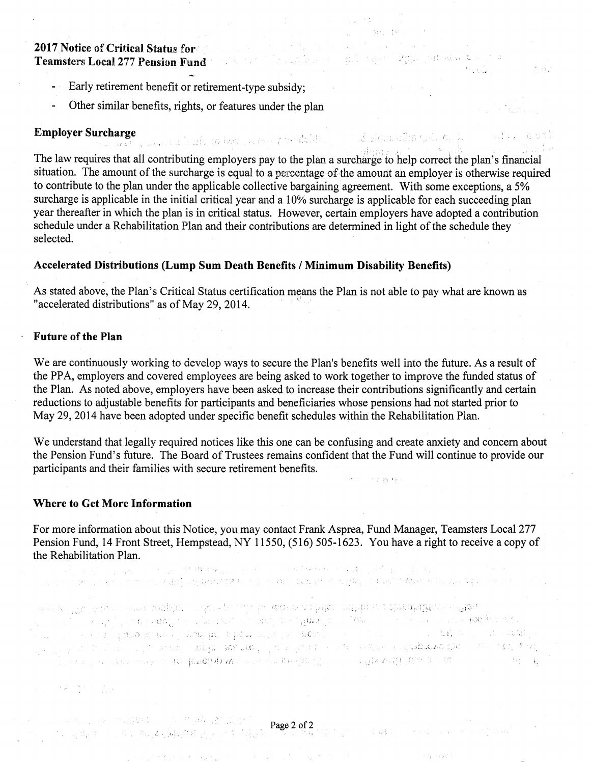- Early retirement benefit or retirement-type subsidy;
- Other similar benefits, rights, or features under the plan

## Employer Surcharge

The law requires that all contributing employers pay to the plan a surcharge to help correct the plan's financial situation. The amount of the surcharge is equal to a percentage of the amount an employer is otherwise required to contribute to the plan under the applicable collective bargaining agreement. With some exceptions, a 5% surcharge is applicable in the initial critical year and a 10% surcharge is applicable for each succeeding plan year thereafter in which the plan is in critical status. However, certain employers have adopted a contribution schedule under a Rehabilitation Plan and their contributions are determined in light of the schedule they selected.

## Accelerated Distributions (Lump Sum Death Benefits / Minimum Disability Benefits)

As stated above, the Plan's Critical Status certification means the Plan is not able to pay what are known as "accelerated distributions" as of May 29, 2014.

## Future of the Plan

We are continuously working to develop ways to secure the Plan's benefits well into the future. As a result of the PPA, employers and covered employees are being asked to work together to improve the funded status of the Plan. As noted above, employers have been asked to increase their contributions significantly and certain reductions to adjustable benefits for participants and beneficiaries whose pensions had not started prior to May 29, 2014 have been adopted under specific benefit schedules within the Rehabilitation Plan.

We understand that legally required notices like this one can be confusing and create anxiety and concern about the Pension Fund's future. The Board of Trustees remains confident that the Fund will continue to provide our participants and their families with secure retirement benefits.

## Where to Get More Information

For more information about this Notice, you may contact Frank Asprea, Fund Manager, Teamsters Local 277 Pension Fund, 14 Front Street, Hempstead, NY 11550, (516) 505-1623. You have a right to receive a copy of the Rehabilitation Plan.